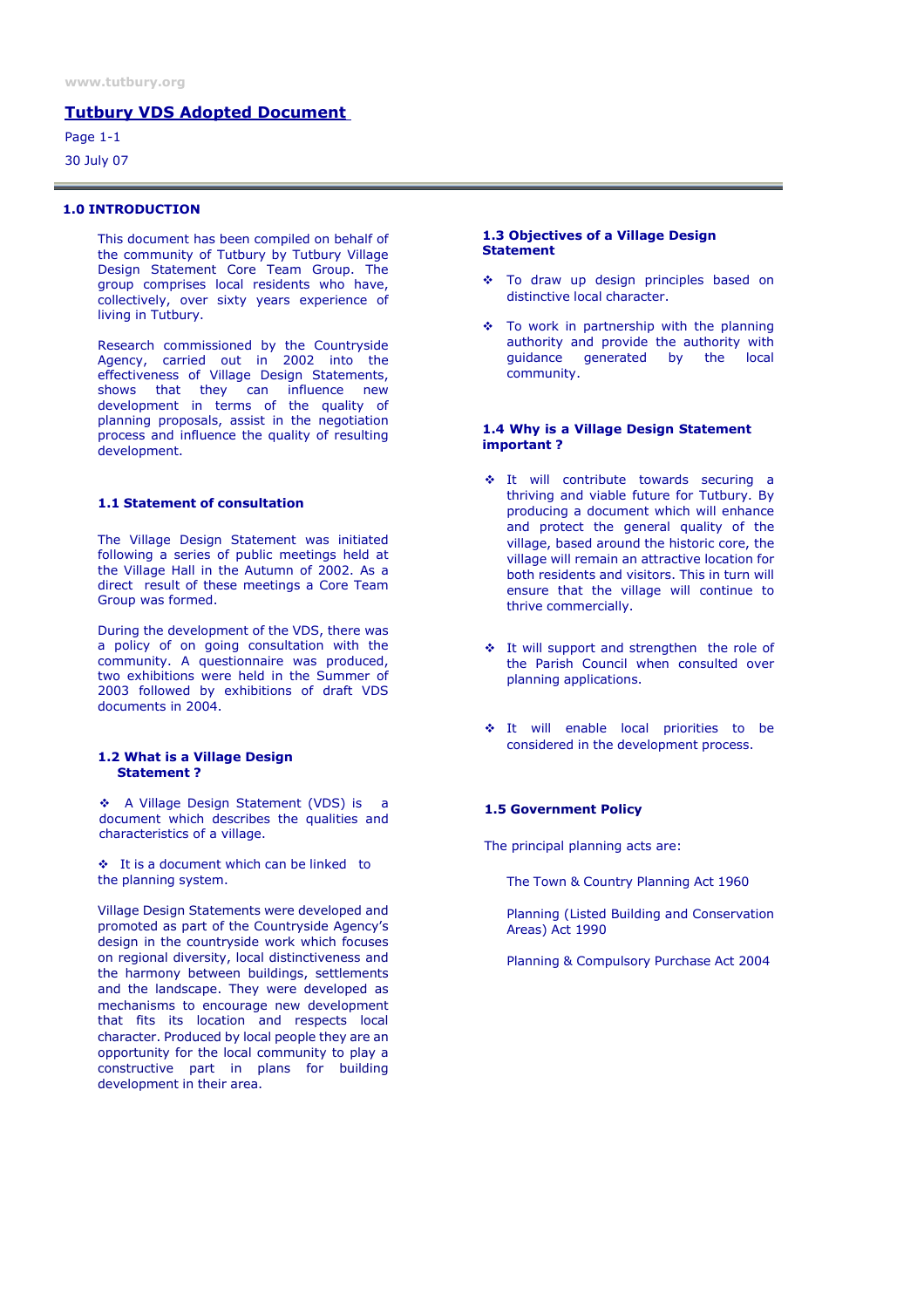# Tutbury VDS Adopted Document

## 1.0 INTRODUCTION

This document has been compiled on behalf of the community of Tutbury by Tutbury Village Design Statement Core Team Group. The group comprises local residents who have, collectively, over sixty years experience of living in Tutbury.

Research commissioned by the Countryside Agency, carried out in 2002 into the effectiveness of Village Design Statements, shows that they can influence new development in terms of the quality of planning proposals, assist in the negotiation process and influence the quality of resulting development.

### 1.1 Statement of consultation

The Village Design Statement was initiated following a series of public meetings held at the Village Hall in the Autumn of 2002. As a direct result of these meetings a Core Team Group was formed.

During the development of the VDS, there was a policy of on going consultation with the community. A questionnaire was produced, two exhibitions were held in the Summer of 2003 followed by exhibitions of draft VDS documents in 2004.

### 1.2 What is a Village Design Statement ?

- A Village Design Statement (VDS) is a document which describes the qualities and characteristics of a village.
- It is a document which can be linked to the planning system.

Village Design Statements were developed and promoted as part of the Countryside Agency's design in the countryside work which focuses on regional diversity, local distinctiveness and the harmony between buildings, settlements and the landscape. They were developed as mechanisms to encourage new development that fits its location and respects local character. Produced by local people they are an opportunity for the local community to play a constructive part in plans for building development in their area.

### 1.3 Objectives of a Village Design Statement

- To draw up design principles based on distinctive local character.
- To work in partnership with the planning authority and provide the authority with guidance generated by the local community.

### 1.4 Why is a Village Design Statement important ?

- It will contribute towards securing a thriving and viable future for Tutbury. By producing a document which will enhance and protect the general quality of the village, based around the historic core, the village will remain an attractive location for both residents and visitors. This in turn will ensure that the village will continue to thrive commercially.
- It will support and strengthen the role of the Parish Council when consulted over planning applications.
- It will enable local priorities to be considered in the development process.

### 1.5 Government Policy

The principal planning acts are:

The Town & Country Planning Act 1960

Planning (Listed Building and Conservation Areas) Act 1990

Planning & Compulsory Purchase Act 2004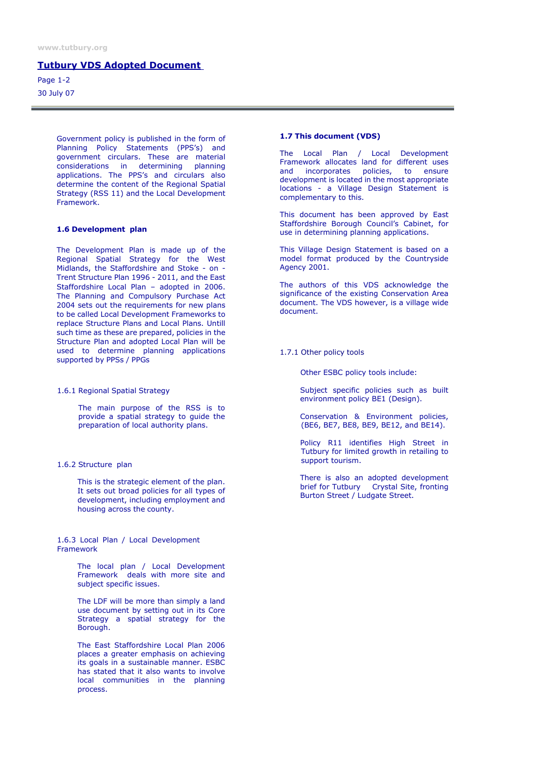Government policy is published in the form of Planning Policy Statements (PPS's) and government circulars. These are material considerations in determining planning applications. The PPS's and circulars also determine the content of the Regional Spatial Strategy (RSS 11) and the Local Development Framework.

### 1.6 Development plan

The Development Plan is made up of the Regional Spatial Strategy for the West Midlands, the Staffordshire and Stoke - on - Trent Structure Plan 1996 - 2011, and the East Staffordshire Local Plan – adopted in 2006. The Planning and Compulsory Purchase Act 2004 sets out the requirements for new plans to be called Local Development Frameworks to replace Structure Plans and Local Plans. Untill such time as these are prepared, policies in the Structure Plan and adopted Local Plan will be used to determine planning applications supported by PPSs / PPGs

#### 1.6.1 Regional Spatial Strategy

The main purpose of the RSS is to provide a spatial strategy to guide the preparation of local authority plans.

#### 1.6.2 Structure plan

This is the strategic element of the plan. It sets out broad policies for all types of development, including employment and housing across the county.

#### 1.6.3 Local Plan / Local Development Framework

The local plan / Local Development Framework deals with more site and subject specific issues.

The LDF will be more than simply a land use document by setting out in its Core Strategy a spatial strategy for the Borough.

The East Staffordshire Local Plan 2006 places a greater emphasis on achieving its goals in a sustainable manner. ESBC has stated that it also wants to involve local communities in the planning process.

### 1.7 This document (VDS)

The Local Plan / Local Development Framework allocates land for different uses and incorporates policies, to ensure development is located in the most appropriate locations - a Village Design Statement is complementary to this.

This document has been approved by East Staffordshire Borough Council's Cabinet, for use in determining planning applications.

This Village Design Statement is based on a model format produced by the Countryside Agency 2001.

The authors of this VDS acknowledge the significance of the existing Conservation Area document. The VDS however, is a village wide document.

#### 1.7.1 Other policy tools

Other ESBC policy tools include:

Subject specific policies such as built environment policy BE1 (Design).

Conservation & Environment policies, (BE6, BE7, BE8, BE9, BE12, and BE14).

Policy R11 identifies High Street in Tutbury for limited growth in retailing to support tourism.

There is also an adopted development brief for Tutbury Crystal Site, fronting Burton Street / Ludgate Street.